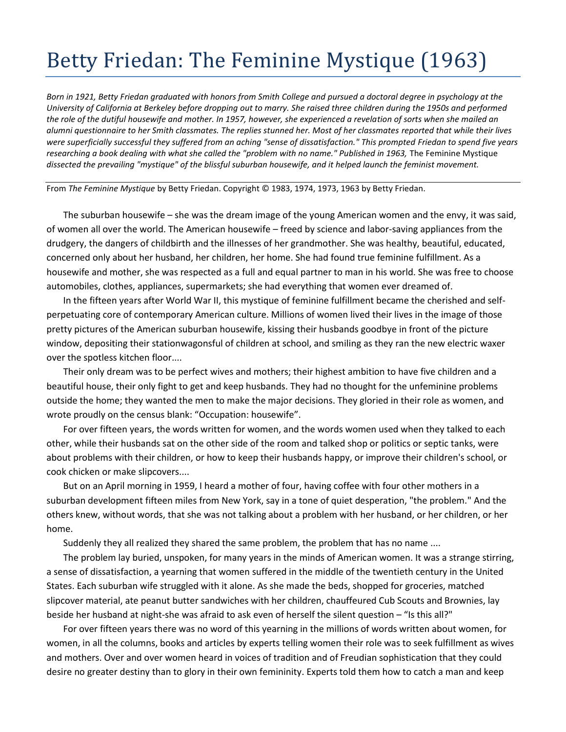# Betty Friedan: The Feminine Mystique (1963)

*Born in 1921, Betty Friedan graduated with honors from Smith College and pursued a doctoral degree in psychology at the University of California at Berkeley before dropping out to marry. She raised three children during the 1950s and performed the role of the dutiful housewife and mother. In 1957, however, she experienced a revelation of sorts when she mailed an alumni questionnaire to her Smith classmates. The replies stunned her. Most of her classmates reported that while their lives were superficially successful they suffered from an aching "sense of dissatisfaction." This prompted Friedan to spend five years researching a book dealing with what she called the "problem with no name." Published in 1963,* The Feminine Mystique *dissected the prevailing "mystique" of the blissful suburban housewife, and it helped launch the feminist movement.*

---

From *The Feminine Mystique* by Betty Friedan. Copyright © 1983, 1974, 1973, 1963 by Betty Friedan.

The suburban housewife – she was the dream image of the young American women and the envy, it was said, of women all over the world. The American housewife – freed by science and labor-saving appliances from the drudgery, the dangers of childbirth and the illnesses of her grandmother. She was healthy, beautiful, educated, concerned only about her husband, her children, her home. She had found true feminine fulfillment. As a housewife and mother, she was respected as a full and equal partner to man in his world. She was free to choose automobiles, clothes, appliances, supermarkets; she had everything that women ever dreamed of.

In the fifteen years after World War II, this mystique of feminine fulfillment became the cherished and self-perpetuating core of contemporary American culture. Millions of women lived their lives in the image of those pretty pictures of the American suburban housewife, kissing their husbands goodbye in front of the picture window, depositing their stationwagonsful of children at school, and smiling as they ran the new electric waxer over the spotless kitchen floor....

Their only dream was to be perfect wives and mothers; their highest ambition to have five children and a beautiful house, their only fight to get and keep husbands. They had no thought for the unfeminine problems outside the home; they wanted the men to make the major decisions. They gloried in their role as women, and wrote proudly on the census blank: "Occupation: housewife".

For over fifteen years, the words written for women, and the words women used when they talked to each other, while their husbands sat on the other side of the room and talked shop or politics or septic tanks, were about problems with their children, or how to keep their husbands happy, or improve their children's school, or cook chicken or make slipcovers....

But on an April morning in 1959, I heard a mother of four, having coffee with four other mothers in a suburban development fifteen miles from New York, say in a tone of quiet desperation, "the problem." And the others knew, without words, that she was not talking about a problem with her husband, or her children, or her home.

Suddenly they all realized they shared the same problem, the problem that has no name ....

The problem lay buried, unspoken, for many years in the minds of American women. It was a strange stirring, a sense of dissatisfaction, a yearning that women suffered in the middle of the twentieth century in the United States. Each suburban wife struggled with it alone. As she made the beds, shopped for groceries, matched slipcover material, ate peanut butter sandwiches with her children, chauffeured Cub Scouts and Brownies, lay beside her husband at night-she was afraid to ask even of herself the silent question – "Is this all?"

For over fifteen years there was no word of this yearning in the millions of words written about women, for women, in all the columns, books and articles by experts telling women their role was to seek fulfillment as wives and mothers. Over and over women heard in voices of tradition and of Freudian sophistication that they could desire no greater destiny than to glory in their own femininity. Experts told them how to catch a man and keep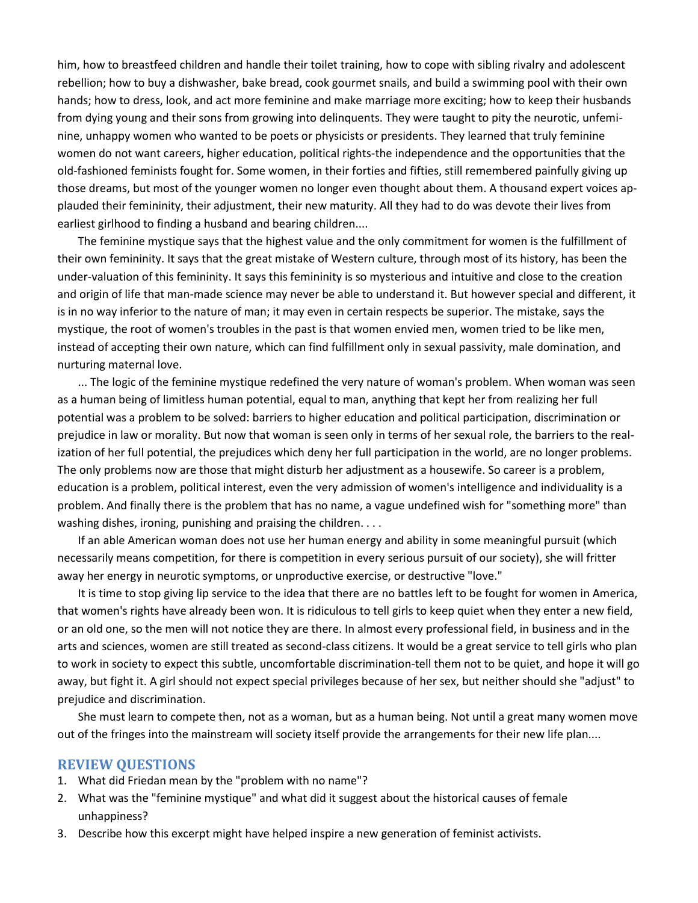him, how to breastfeed children and handle their toilet training, how to cope with sibling rivalry and adolescent rebellion; how to buy a dishwasher, bake bread, cook gourmet snails, and build a swimming pool with their own hands; how to dress, look, and act more feminine and make marriage more exciting; how to keep their husbands from dying young and their sons from growing into delinquents. They were taught to pity the neurotic, unfeminine, unhappy women who wanted to be poets or physicists or presidents. They learned that truly feminine women do not want careers, higher education, political rights-the independence and the opportunities that the old-fashioned feminists fought for. Some women, in their forties and fifties, still remembered painfully giving up those dreams, but most of the younger women no longer even thought about them. A thousand expert voices applauded their femininity, their adjustment, their new maturity. All they had to do was devote their lives from earliest girlhood to finding a husband and bearing children....

The feminine mystique says that the highest value and the only commitment for women is the fulfillment of their own femininity. It says that the great mistake of Western culture, through most of its history, has been the under-valuation of this femininity. It says this femininity is so mysterious and intuitive and close to the creation and origin of life that man-made science may never be able to understand it. But however special and different, it is in no way inferior to the nature of man; it may even in certain respects be superior. The mistake, says the mystique, the root of women's troubles in the past is that women envied men, women tried to be like men, instead of accepting their own nature, which can find fulfillment only in sexual passivity, male domination, and nurturing maternal love.

... The logic of the feminine mystique redefined the very nature of woman's problem. When woman was seen as a human being of limitless human potential, equal to man, anything that kept her from realizing her full potential was a problem to be solved: barriers to higher education and political participation, discrimination or prejudice in law or morality. But now that woman is seen only in terms of her sexual role, the barriers to the realization of her full potential, the prejudices which deny her full participation in the world, are no longer problems. The only problems now are those that might disturb her adjustment as a housewife. So career is a problem, education is a problem, political interest, even the very admission of women's intelligence and individuality is a problem. And finally there is the problem that has no name, a vague undefined wish for "something more" than washing dishes, ironing, punishing and praising the children. . . .

If an able American woman does not use her human energy and ability in some meaningful pursuit (which necessarily means competition, for there is competition in every serious pursuit of our society), she will fritter away her energy in neurotic symptoms, or unproductive exercise, or destructive "love."

It is time to stop giving lip service to the idea that there are no battles left to be fought for women in America, that women's rights have already been won. It is ridiculous to tell girls to keep quiet when they enter a new field, or an old one, so the men will not notice they are there. In almost every professional field, in business and in the arts and sciences, women are still treated as second-class citizens. It would be a great service to tell girls who plan to work in society to expect this subtle, uncomfortable discrimination-tell them not to be quiet, and hope it will go away, but fight it. A girl should not expect special privileges because of her sex, but neither should she "adjust" to prejudice and discrimination.

She must learn to compete then, not as a woman, but as a human being. Not until a great many women move out of the fringes into the mainstream will society itself provide the arrangements for their new life plan....

## REVIEW QUESTIONS

1. What did Friedan mean by the "problem with no name"?
2. What was the "feminine mystique" and what did it suggest about the historical causes of female unhappiness?
3. Describe how this excerpt might have helped inspire a new generation of feminist activists.